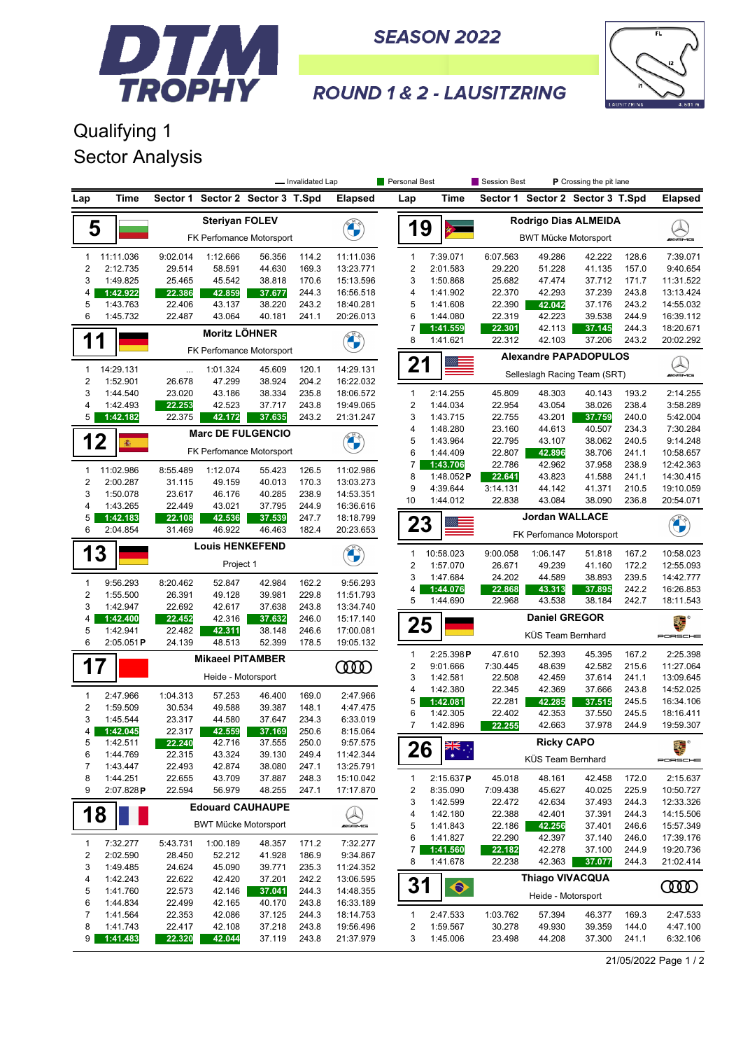# DTM TROPHY

SEASON 2022

ROUND 1 & 2 - LAUSITZRING

## Qualifying 1
## Sector Analysis

Legend: Invalidated Lap | Personal Best | Session Best | P Crossing the pit lane

### 5 Steriyan FOLEV — FK Perfomance Motorsport

| Lap | Time | Sector 1 | Sector 2 | Sector 3 | T.Spd | Elapsed |
|---|---|---|---|---|---|---|
| 1 | 11:11.036 | 9:02.014 | 1:12.666 | 56.356 | 114.2 | 11:11.036 |
| 2 | 2:12.735 | 29.514 | 58.591 | 44.630 | 169.3 | 13:23.771 |
| 3 | 1:49.825 | 25.465 | 45.542 | 38.818 | 170.6 | 15:13.596 |
| 4 | 1:42.922 | 22.386 | 42.859 | 37.677 | 244.3 | 16:56.518 |
| 5 | 1:43.763 | 22.406 | 43.137 | 38.220 | 243.2 | 18:40.281 |
| 6 | 1:45.732 | 22.487 | 43.064 | 40.181 | 241.1 | 20:26.013 |

### 11 Moritz LÖHNER — FK Perfomance Motorsport

| Lap | Time | Sector 1 | Sector 2 | Sector 3 | T.Spd | Elapsed |
|---|---|---|---|---|---|---|
| 1 | 14:29.131 | ... | 1:01.324 | 45.609 | 120.1 | 14:29.131 |
| 2 | 1:52.901 | 26.678 | 47.299 | 38.924 | 204.2 | 16:22.032 |
| 3 | 1:44.540 | 23.020 | 43.186 | 38.334 | 235.8 | 18:06.572 |
| 4 | 1:42.493 | 22.253 | 42.523 | 37.717 | 243.8 | 19:49.065 |
| 5 | 1:42.182 | 22.375 | 42.172 | 37.635 | 243.2 | 21:31.247 |

### 12 Marc DE FULGENCIO — FK Perfomance Motorsport

| Lap | Time | Sector 1 | Sector 2 | Sector 3 | T.Spd | Elapsed |
|---|---|---|---|---|---|---|
| 1 | 11:02.986 | 8:55.489 | 1:12.074 | 55.423 | 126.5 | 11:02.986 |
| 2 | 2:00.287 | 31.115 | 49.159 | 40.013 | 170.3 | 13:03.273 |
| 3 | 1:50.078 | 23.617 | 46.176 | 40.285 | 238.9 | 14:53.351 |
| 4 | 1:43.265 | 22.449 | 43.021 | 37.795 | 244.9 | 16:36.616 |
| 5 | 1:42.183 | 22.108 | 42.536 | 37.539 | 247.7 | 18:18.799 |
| 6 | 2:04.854 | 31.469 | 46.922 | 46.463 | 182.4 | 20:23.653 |

### 13 Louis HENKEFEND — Project 1

| Lap | Time | Sector 1 | Sector 2 | Sector 3 | T.Spd | Elapsed |
|---|---|---|---|---|---|---|
| 1 | 9:56.293 | 8:20.462 | 52.847 | 42.984 | 162.2 | 9:56.293 |
| 2 | 1:55.500 | 26.391 | 49.128 | 39.981 | 229.8 | 11:51.793 |
| 3 | 1:42.947 | 22.692 | 42.617 | 37.638 | 243.8 | 13:34.740 |
| 4 | 1:42.400 | 22.452 | 42.316 | 37.632 | 246.0 | 15:17.140 |
| 5 | 1:42.941 | 22.482 | 42.311 | 38.148 | 246.6 | 17:00.081 |
| 6 | 2:05.051 P | 24.139 | 48.513 | 52.399 | 178.5 | 19:05.132 |

### 17 Mikaeel PITAMBER — Heide - Motorsport

| Lap | Time | Sector 1 | Sector 2 | Sector 3 | T.Spd | Elapsed |
|---|---|---|---|---|---|---|
| 1 | 2:47.966 | 1:04.313 | 57.253 | 46.400 | 169.0 | 2:47.966 |
| 2 | 1:59.509 | 30.534 | 49.588 | 39.387 | 148.1 | 4:47.475 |
| 3 | 1:45.544 | 23.317 | 44.580 | 37.647 | 234.3 | 6:33.019 |
| 4 | 1:42.045 | 22.317 | 42.559 | 37.169 | 250.6 | 8:15.064 |
| 5 | 1:42.511 | 22.240 | 42.716 | 37.555 | 250.0 | 9:57.575 |
| 6 | 1:44.769 | 22.315 | 43.324 | 39.130 | 249.4 | 11:42.344 |
| 7 | 1:43.447 | 22.493 | 42.874 | 38.080 | 247.1 | 13:25.791 |
| 8 | 1:44.251 | 22.655 | 43.709 | 37.887 | 248.3 | 15:10.042 |
| 9 | 2:07.828 P | 22.594 | 56.979 | 48.255 | 247.1 | 17:17.870 |

### 18 Edouard CAUHAUPE — BWT Mücke Motorsport

| Lap | Time | Sector 1 | Sector 2 | Sector 3 | T.Spd | Elapsed |
|---|---|---|---|---|---|---|
| 1 | 7:32.277 | 5:43.731 | 1:00.189 | 48.357 | 171.2 | 7:32.277 |
| 2 | 2:02.590 | 28.450 | 52.212 | 41.928 | 186.9 | 9:34.867 |
| 3 | 1:49.485 | 24.624 | 45.090 | 39.771 | 235.3 | 11:24.352 |
| 4 | 1:42.243 | 22.622 | 42.420 | 37.201 | 242.2 | 13:06.595 |
| 5 | 1:41.760 | 22.573 | 42.146 | 37.041 | 244.3 | 14:48.355 |
| 6 | 1:44.834 | 22.499 | 42.165 | 40.170 | 243.8 | 16:33.189 |
| 7 | 1:41.564 | 22.353 | 42.086 | 37.125 | 244.3 | 18:14.753 |
| 8 | 1:41.743 | 22.417 | 42.108 | 37.218 | 243.8 | 19:56.496 |
| 9 | 1:41.483 | 22.320 | 42.044 | 37.119 | 243.8 | 21:37.979 |

### 19 Rodrigo Dias ALMEIDA — BWT Mücke Motorsport

| Lap | Time | Sector 1 | Sector 2 | Sector 3 | T.Spd | Elapsed |
|---|---|---|---|---|---|---|
| 1 | 7:39.071 | 6:07.563 | 49.286 | 42.222 | 128.6 | 7:39.071 |
| 2 | 2:01.583 | 29.220 | 51.228 | 41.135 | 157.0 | 9:40.654 |
| 3 | 1:50.868 | 25.682 | 47.474 | 37.712 | 184.1 | 11:31.522 |
| 4 | 1:41.902 | 22.370 | 42.293 | 37.239 | 243.8 | 13:13.424 |
| 5 | 1:41.608 | 22.390 | 42.042 | 37.176 | 243.2 | 14:55.032 |
| 6 | 1:44.080 | 22.319 | 42.223 | 39.538 | 244.9 | 16:39.112 |
| 7 | 1:41.559 | 22.301 | 42.113 | 37.145 | 244.3 | 18:20.671 |
| 8 | 1:41.621 | 22.312 | 42.103 | 37.206 | 243.2 | 20:02.292 |

### 21 Alexandre PAPADOPULOS — Selleslagh Racing Team (SRT)

| Lap | Time | Sector 1 | Sector 2 | Sector 3 | T.Spd | Elapsed |
|---|---|---|---|---|---|---|
| 1 | 2:14.255 | 45.809 | 48.303 | 40.143 | 193.2 | 2:14.255 |
| 2 | 1:44.034 | 22.954 | 43.054 | 38.026 | 238.4 | 3:58.289 |
| 3 | 1:43.715 | 22.755 | 43.201 | 37.759 | 240.0 | 5:42.004 |
| 4 | 1:48.280 | 23.160 | 44.613 | 40.507 | 234.3 | 7:30.284 |
| 5 | 1:43.964 | 22.795 | 43.107 | 38.062 | 240.5 | 9:14.248 |
| 6 | 1:44.409 | 22.807 | 42.896 | 38.706 | 241.1 | 10:58.657 |
| 7 | 1:43.706 | 22.786 | 42.962 | 37.958 | 238.9 | 12:42.363 |
| 8 | 1:48.052 P | 22.641 | 43.823 | 41.588 | 241.1 | 14:30.415 |
| 9 | 4:39.644 | 3:14.131 | 44.142 | 41.371 | 210.5 | 19:10.059 |
| 10 | 1:44.012 | 22.838 | 43.084 | 38.090 | 236.8 | 20:54.071 |

### 23 Jordan WALLACE — FK Perfomance Motorsport

| Lap | Time | Sector 1 | Sector 2 | Sector 3 | T.Spd | Elapsed |
|---|---|---|---|---|---|---|
| 1 | 10:58.023 | 9:00.058 | 1:06.147 | 51.818 | 167.2 | 10:58.023 |
| 2 | 1:57.070 | 26.671 | 49.239 | 41.160 | 172.2 | 12:55.093 |
| 3 | 1:47.684 | 24.202 | 44.589 | 38.893 | 239.5 | 14:42.777 |
| 4 | 1:44.076 | 22.868 | 43.313 | 37.895 | 242.2 | 16:26.853 |
| 5 | 1:44.690 | 22.968 | 43.538 | 38.184 | 242.7 | 18:11.543 |

### 25 Daniel GREGOR — KÜS Team Bernhard

| Lap | Time | Sector 1 | Sector 2 | Sector 3 | T.Spd | Elapsed |
|---|---|---|---|---|---|---|
| 1 | 2:25.398 P | 47.610 | 52.393 | 45.395 | 167.2 | 2:25.398 |
| 2 | 9:01.666 | 7:30.445 | 48.639 | 42.582 | 215.6 | 11:27.064 |
| 3 | 1:42.581 | 22.508 | 42.459 | 37.614 | 241.1 | 13:09.645 |
| 4 | 1:42.380 | 22.345 | 42.369 | 37.666 | 243.8 | 14:52.025 |
| 5 | 1:42.081 | 22.281 | 42.285 | 37.515 | 245.5 | 16:34.106 |
| 6 | 1:42.305 | 22.402 | 42.353 | 37.550 | 245.5 | 18:16.411 |
| 7 | 1:42.896 | 22.255 | 42.663 | 37.978 | 244.9 | 19:59.307 |

### 26 Ricky CAPO — KÜS Team Bernhard

| Lap | Time | Sector 1 | Sector 2 | Sector 3 | T.Spd | Elapsed |
|---|---|---|---|---|---|---|
| 1 | 2:15.637 P | 45.018 | 48.161 | 42.458 | 172.0 | 2:15.637 |
| 2 | 8:35.090 | 7:09.438 | 45.627 | 40.025 | 225.9 | 10:50.727 |
| 3 | 1:42.599 | 22.472 | 42.634 | 37.493 | 244.3 | 12:33.326 |
| 4 | 1:42.180 | 22.388 | 42.401 | 37.391 | 244.3 | 14:15.506 |
| 5 | 1:41.843 | 22.186 | 42.256 | 37.401 | 246.6 | 15:57.349 |
| 6 | 1:41.827 | 22.290 | 42.397 | 37.140 | 246.0 | 17:39.176 |
| 7 | 1:41.560 | 22.182 | 42.278 | 37.100 | 244.9 | 19:20.736 |
| 8 | 1:41.678 | 22.238 | 42.363 | 37.077 | 244.3 | 21:02.414 |

### 31 Thiago VIVACQUA — Heide - Motorsport

| Lap | Time | Sector 1 | Sector 2 | Sector 3 | T.Spd | Elapsed |
|---|---|---|---|---|---|---|
| 1 | 2:47.533 | 1:03.762 | 57.394 | 46.377 | 169.3 | 2:47.533 |
| 2 | 1:59.567 | 30.278 | 49.930 | 39.359 | 144.0 | 4:47.100 |
| 3 | 1:45.006 | 23.498 | 44.208 | 37.300 | 241.1 | 6:32.106 |

21/05/2022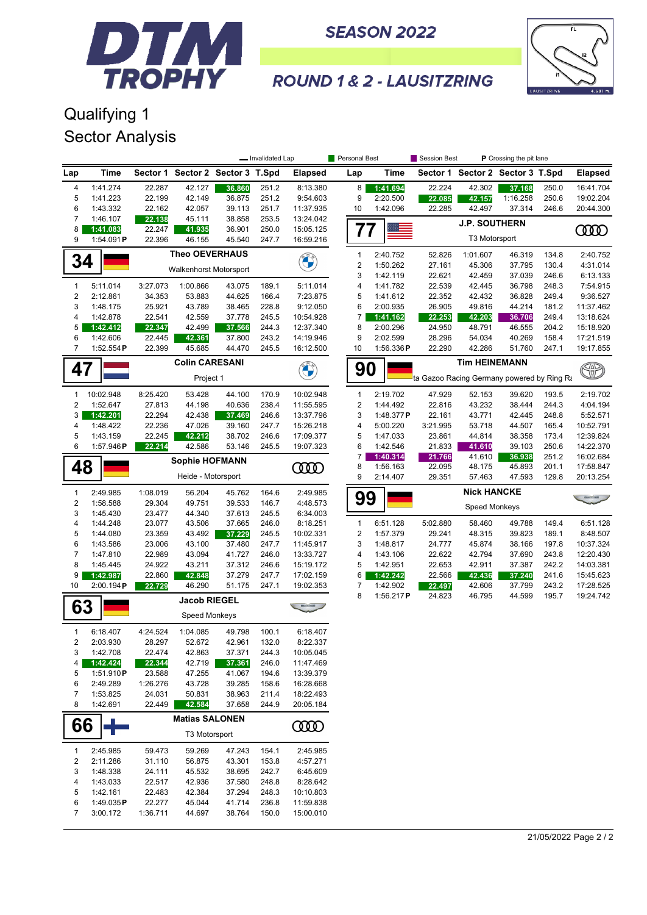# DTM TROPHY

SEASON 2022

ROUND 1 & 2 - LAUSITZRING

## Qualifying 1
## Sector Analysis

— Invalidated Lap | Personal Best | Session Best | **P** Crossing the pit lane

| Lap | Time | Sector 1 | Sector 2 | Sector 3 | T.Spd | Elapsed |
|---|---|---|---|---|---|---|
| 4 | 1:41.274 | 22.287 | 42.127 | 36.860 | 251.2 | 8:13.380 |
| 5 | 1:41.223 | 22.199 | 42.149 | 36.875 | 251.2 | 9:54.603 |
| 6 | 1:43.332 | 22.162 | 42.057 | 39.113 | 251.7 | 11:37.935 |
| 7 | 1:46.107 | 22.138 | 45.111 | 38.858 | 253.5 | 13:24.042 |
| 8 | 1:41.083 | 22.247 | 41.935 | 36.901 | 250.0 | 15:05.125 |
| 9 | 1:54.091 **P** | 22.396 | 46.155 | 45.540 | 247.7 | 16:59.216 |

### 34 Theo OEVERHAUS
Walkenhorst Motorsport

| Lap | Time | Sector 1 | Sector 2 | Sector 3 | T.Spd | Elapsed |
|---|---|---|---|---|---|---|
| 1 | 5:11.014 | 3:27.073 | 1:00.866 | 43.075 | 189.1 | 5:11.014 |
| 2 | 2:12.861 | 34.353 | 53.883 | 44.625 | 166.4 | 7:23.875 |
| 3 | 1:48.175 | 25.921 | 43.789 | 38.465 | 228.8 | 9:12.050 |
| 4 | 1:42.878 | 22.541 | 42.559 | 37.778 | 245.5 | 10:54.928 |
| 5 | 1:42.412 | 22.347 | 42.499 | 37.566 | 244.3 | 12:37.340 |
| 6 | 1:42.606 | 22.445 | 42.361 | 37.800 | 243.2 | 14:19.946 |
| 7 | 1:52.554 **P** | 22.399 | 45.685 | 44.470 | 245.5 | 16:12.500 |

### 47 Colin CARESANI
Project 1

| Lap | Time | Sector 1 | Sector 2 | Sector 3 | T.Spd | Elapsed |
|---|---|---|---|---|---|---|
| 1 | 10:02.948 | 8:25.420 | 53.428 | 44.100 | 170.9 | 10:02.948 |
| 2 | 1:52.647 | 27.813 | 44.198 | 40.636 | 238.4 | 11:55.595 |
| 3 | 1:42.201 | 22.294 | 42.438 | 37.469 | 246.6 | 13:37.796 |
| 4 | 1:48.422 | 22.236 | 47.026 | 39.160 | 247.7 | 15:26.218 |
| 5 | 1:43.159 | 22.245 | 42.212 | 38.702 | 246.6 | 17:09.377 |
| 6 | 1:57.946 **P** | 22.214 | 42.586 | 53.146 | 245.5 | 19:07.323 |

### 48 Sophie HOFMANN
Heide - Motorsport

| Lap | Time | Sector 1 | Sector 2 | Sector 3 | T.Spd | Elapsed |
|---|---|---|---|---|---|---|
| 1 | 2:49.985 | 1:08.019 | 56.204 | 45.762 | 164.6 | 2:49.985 |
| 2 | 1:58.588 | 29.304 | 49.751 | 39.533 | 146.7 | 4:48.573 |
| 3 | 1:45.430 | 23.477 | 44.340 | 37.613 | 245.5 | 6:34.003 |
| 4 | 1:44.248 | 23.077 | 43.506 | 37.665 | 246.0 | 8:18.251 |
| 5 | 1:44.080 | 23.359 | 43.492 | 37.229 | 245.5 | 10:02.331 |
| 6 | 1:43.586 | 23.006 | 43.100 | 37.480 | 247.7 | 11:45.917 |
| 7 | 1:47.810 | 22.989 | 43.094 | 41.727 | 246.0 | 13:33.727 |
| 8 | 1:45.445 | 24.922 | 43.211 | 37.312 | 246.6 | 15:19.172 |
| 9 | 1:42.987 | 22.860 | 42.848 | 37.279 | 247.7 | 17:02.159 |
| 10 | 2:00.194 **P** | 22.729 | 46.290 | 51.175 | 247.1 | 19:02.353 |

### 63 Jacob RIEGEL
Speed Monkeys

| Lap | Time | Sector 1 | Sector 2 | Sector 3 | T.Spd | Elapsed |
|---|---|---|---|---|---|---|
| 1 | 6:18.407 | 4:24.524 | 1:04.085 | 49.798 | 100.1 | 6:18.407 |
| 2 | 2:03.930 | 28.297 | 52.672 | 42.961 | 132.0 | 8:22.337 |
| 3 | 1:42.708 | 22.474 | 42.863 | 37.371 | 244.3 | 10:05.045 |
| 4 | 1:42.424 | 22.344 | 42.719 | 37.361 | 246.0 | 11:47.469 |
| 5 | 1:51.910 **P** | 23.588 | 47.255 | 41.067 | 194.6 | 13:39.379 |
| 6 | 2:49.289 | 1:26.276 | 43.728 | 39.285 | 158.6 | 16:28.668 |
| 7 | 1:53.825 | 24.031 | 50.831 | 38.963 | 211.4 | 18:22.493 |
| 8 | 1:42.691 | 22.449 | 42.584 | 37.658 | 244.9 | 20:05.184 |

### 66 Matias SALONEN
T3 Motorsport

| Lap | Time | Sector 1 | Sector 2 | Sector 3 | T.Spd | Elapsed |
|---|---|---|---|---|---|---|
| 1 | 2:45.985 | 59.473 | 59.269 | 47.243 | 154.1 | 2:45.985 |
| 2 | 2:11.286 | 31.110 | 56.875 | 43.301 | 153.8 | 4:57.271 |
| 3 | 1:48.338 | 24.111 | 45.532 | 38.695 | 242.7 | 6:45.609 |
| 4 | 1:43.033 | 22.517 | 42.936 | 37.580 | 248.8 | 8:28.642 |
| 5 | 1:42.161 | 22.483 | 42.384 | 37.294 | 248.3 | 10:10.803 |
| 6 | 1:49.035 **P** | 22.277 | 45.044 | 41.714 | 236.8 | 11:59.838 |
| 7 | 3:00.172 | 1:36.711 | 44.697 | 38.764 | 150.0 | 15:00.010 |

| Lap | Time | Sector 1 | Sector 2 | Sector 3 | T.Spd | Elapsed |
|---|---|---|---|---|---|---|
| 8 | 1:41.694 | 22.224 | 42.302 | 37.168 | 250.0 | 16:41.704 |
| 9 | 2:20.500 | 22.085 | 42.157 | 1:16.258 | 250.6 | 19:02.204 |
| 10 | 1:42.096 | 22.285 | 42.497 | 37.314 | 246.6 | 20:44.300 |

### 77 J.P. SOUTHERN
T3 Motorsport

| Lap | Time | Sector 1 | Sector 2 | Sector 3 | T.Spd | Elapsed |
|---|---|---|---|---|---|---|
| 1 | 2:40.752 | 52.826 | 1:01.607 | 46.319 | 134.8 | 2:40.752 |
| 2 | 1:50.262 | 27.161 | 45.306 | 37.795 | 130.4 | 4:31.014 |
| 3 | 1:42.119 | 22.621 | 42.459 | 37.039 | 246.6 | 6:13.133 |
| 4 | 1:41.782 | 22.539 | 42.445 | 36.798 | 248.3 | 7:54.915 |
| 5 | 1:41.612 | 22.352 | 42.432 | 36.828 | 249.4 | 9:36.527 |
| 6 | 2:00.935 | 26.905 | 49.816 | 44.214 | 181.2 | 11:37.462 |
| 7 | 1:41.162 | 22.253 | 42.203 | 36.706 | 249.4 | 13:18.624 |
| 8 | 2:00.296 | 24.950 | 48.791 | 46.555 | 204.2 | 15:18.920 |
| 9 | 2:02.599 | 28.296 | 54.034 | 40.269 | 158.4 | 17:21.519 |
| 10 | 1:56.336 **P** | 22.290 | 42.286 | 51.760 | 247.1 | 19:17.855 |

### 90 Tim HEINEMANN
Toyota Gazoo Racing Germany powered by Ring Racing

| Lap | Time | Sector 1 | Sector 2 | Sector 3 | T.Spd | Elapsed |
|---|---|---|---|---|---|---|
| 1 | 2:19.702 | 47.929 | 52.153 | 39.620 | 193.5 | 2:19.702 |
| 2 | 1:44.492 | 22.816 | 43.232 | 38.444 | 244.3 | 4:04.194 |
| 3 | 1:48.377 **P** | 22.161 | 43.771 | 42.445 | 248.8 | 5:52.571 |
| 4 | 5:00.220 | 3:21.995 | 53.718 | 44.507 | 165.4 | 10:52.791 |
| 5 | 1:47.033 | 23.861 | 44.814 | 38.358 | 173.4 | 12:39.824 |
| 6 | 1:42.546 | 21.833 | 41.610 | 39.103 | 250.6 | 14:22.370 |
| 7 | 1:40.314 | 21.766 | 41.610 | 36.938 | 251.2 | 16:02.684 |
| 8 | 1:56.163 | 22.095 | 48.175 | 45.893 | 201.1 | 17:58.847 |
| 9 | 2:14.407 | 29.351 | 57.463 | 47.593 | 129.8 | 20:13.254 |

### 99 Nick HANCKE
Speed Monkeys

| Lap | Time | Sector 1 | Sector 2 | Sector 3 | T.Spd | Elapsed |
|---|---|---|---|---|---|---|
| 1 | 6:51.128 | 5:02.880 | 58.460 | 49.788 | 149.4 | 6:51.128 |
| 2 | 1:57.379 | 29.241 | 48.315 | 39.823 | 189.1 | 8:48.507 |
| 3 | 1:48.817 | 24.777 | 45.874 | 38.166 | 197.8 | 10:37.324 |
| 4 | 1:43.106 | 22.622 | 42.794 | 37.690 | 243.8 | 12:20.430 |
| 5 | 1:42.951 | 22.653 | 42.911 | 37.387 | 242.2 | 14:03.381 |
| 6 | 1:42.242 | 22.566 | 42.436 | 37.240 | 241.6 | 15:45.623 |
| 7 | 1:42.902 | 22.497 | 42.606 | 37.799 | 243.2 | 17:28.525 |
| 8 | 1:56.217 **P** | 24.823 | 46.795 | 44.599 | 195.7 | 19:24.742 |

21/05/2022